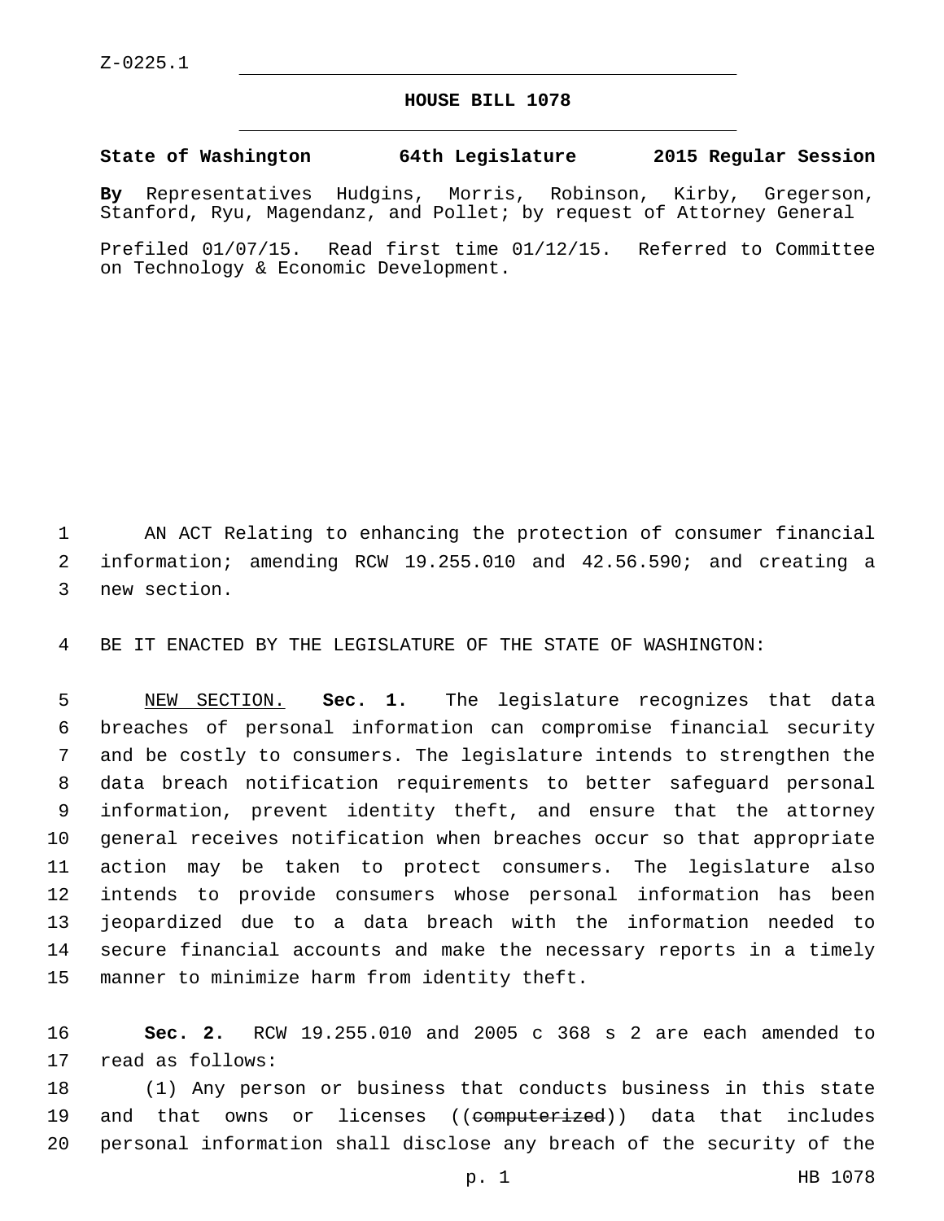Z-0225.1

# HOUSE BILL 1078

**State of Washington 64th Legislature 2015 Regular Session**

**By** Representatives Hudgins, Morris, Robinson, Kirby, Gregerson, Stanford, Ryu, Magendanz, and Pollet; by request of Attorney General

Prefiled 01/07/15. Read first time 01/12/15. Referred to Committee on Technology & Economic Development.

AN ACT Relating to enhancing the protection of consumer financial information; amending RCW 19.255.010 and 42.56.590; and creating a new section.

BE IT ENACTED BY THE LEGISLATURE OF THE STATE OF WASHINGTON:

NEW SECTION. **Sec. 1.** The legislature recognizes that data breaches of personal information can compromise financial security and be costly to consumers. The legislature intends to strengthen the data breach notification requirements to better safeguard personal information, prevent identity theft, and ensure that the attorney general receives notification when breaches occur so that appropriate action may be taken to protect consumers. The legislature also intends to provide consumers whose personal information has been jeopardized due to a data breach with the information needed to secure financial accounts and make the necessary reports in a timely manner to minimize harm from identity theft.

**Sec. 2.** RCW 19.255.010 and 2005 c 368 s 2 are each amended to read as follows:

(1) Any person or business that conducts business in this state and that owns or licenses ((~~computerized~~)) data that includes personal information shall disclose any breach of the security of the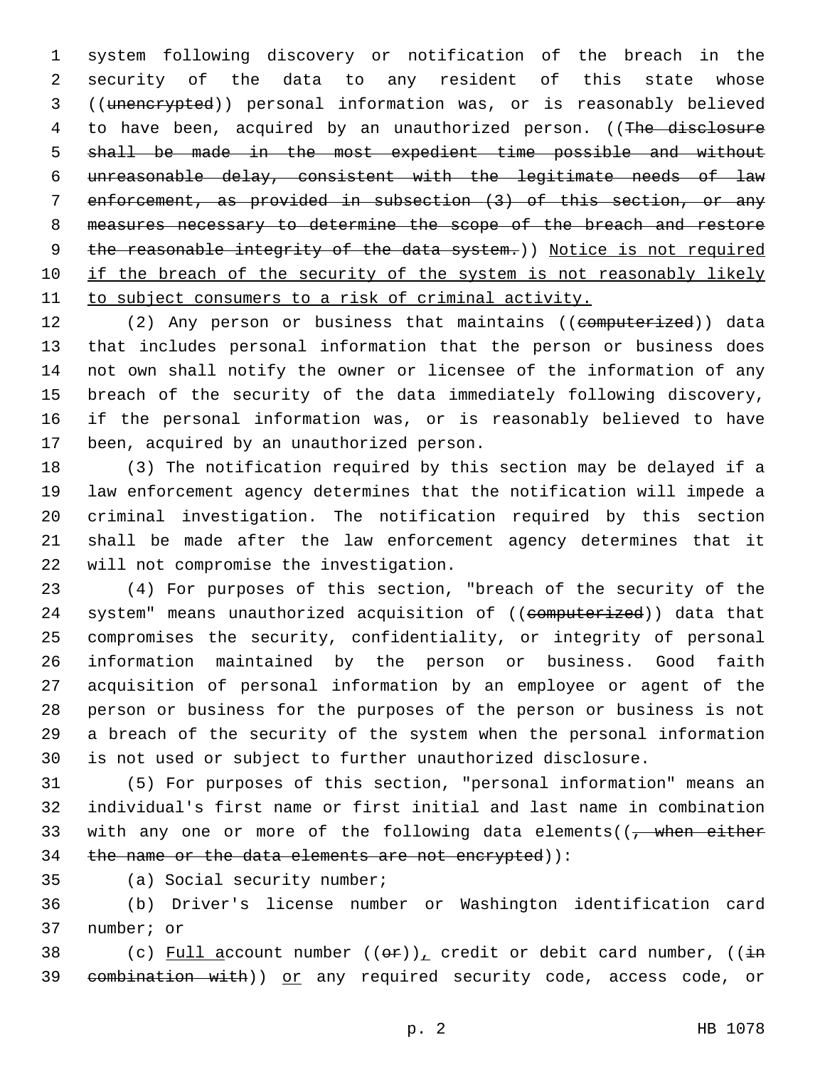system following discovery or notification of the breach in the security of the data to any resident of this state whose ((~~unencrypted~~)) personal information was, or is reasonably believed to have been, acquired by an unauthorized person. ((~~The disclosure shall be made in the most expedient time possible and without unreasonable delay, consistent with the legitimate needs of law enforcement, as provided in subsection (3) of this section, or any measures necessary to determine the scope of the breach and restore the reasonable integrity of the data system.~~)) <u>Notice is not required if the breach of the security of the system is not reasonably likely to subject consumers to a risk of criminal activity.</u>

(2) Any person or business that maintains ((~~computerized~~)) data that includes personal information that the person or business does not own shall notify the owner or licensee of the information of any breach of the security of the data immediately following discovery, if the personal information was, or is reasonably believed to have been, acquired by an unauthorized person.

(3) The notification required by this section may be delayed if a law enforcement agency determines that the notification will impede a criminal investigation. The notification required by this section shall be made after the law enforcement agency determines that it will not compromise the investigation.

(4) For purposes of this section, "breach of the security of the system" means unauthorized acquisition of ((~~computerized~~)) data that compromises the security, confidentiality, or integrity of personal information maintained by the person or business. Good faith acquisition of personal information by an employee or agent of the person or business for the purposes of the person or business is not a breach of the security of the system when the personal information is not used or subject to further unauthorized disclosure.

(5) For purposes of this section, "personal information" means an individual's first name or first initial and last name in combination with any one or more of the following data elements((~~, when either the name or the data elements are not encrypted~~)):

(a) Social security number;

(b) Driver's license number or Washington identification card number; or

(c) <u>Full a</u>ccount number ((~~or~~))<u>,</u> credit or debit card number, ((~~in combination with~~)) <u>or</u> any required security code, access code, or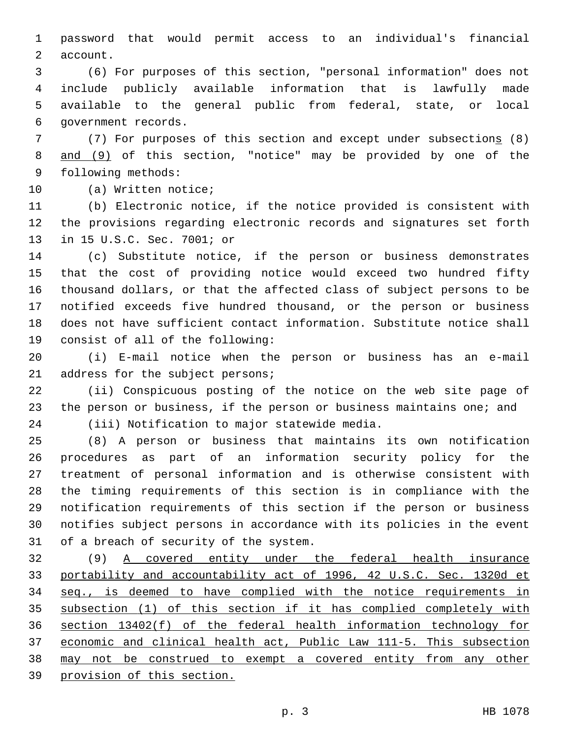password that would permit access to an individual's financial account.

(6) For purposes of this section, "personal information" does not include publicly available information that is lawfully made available to the general public from federal, state, or local government records.

(7) For purposes of this section and except under subsection<u>s</u> (8) <u>and (9)</u> of this section, "notice" may be provided by one of the following methods:

(a) Written notice;

(b) Electronic notice, if the notice provided is consistent with the provisions regarding electronic records and signatures set forth in 15 U.S.C. Sec. 7001; or

(c) Substitute notice, if the person or business demonstrates that the cost of providing notice would exceed two hundred fifty thousand dollars, or that the affected class of subject persons to be notified exceeds five hundred thousand, or the person or business does not have sufficient contact information. Substitute notice shall consist of all of the following:

(i) E-mail notice when the person or business has an e-mail address for the subject persons;

(ii) Conspicuous posting of the notice on the web site page of the person or business, if the person or business maintains one; and

(iii) Notification to major statewide media.

(8) A person or business that maintains its own notification procedures as part of an information security policy for the treatment of personal information and is otherwise consistent with the timing requirements of this section is in compliance with the notification requirements of this section if the person or business notifies subject persons in accordance with its policies in the event of a breach of security of the system.

(9) <u>A covered entity under the federal health insurance portability and accountability act of 1996, 42 U.S.C. Sec. 1320d et seq., is deemed to have complied with the notice requirements in subsection (1) of this section if it has complied completely with section 13402(f) of the federal health information technology for economic and clinical health act, Public Law 111-5. This subsection may not be construed to exempt a covered entity from any other provision of this section.</u>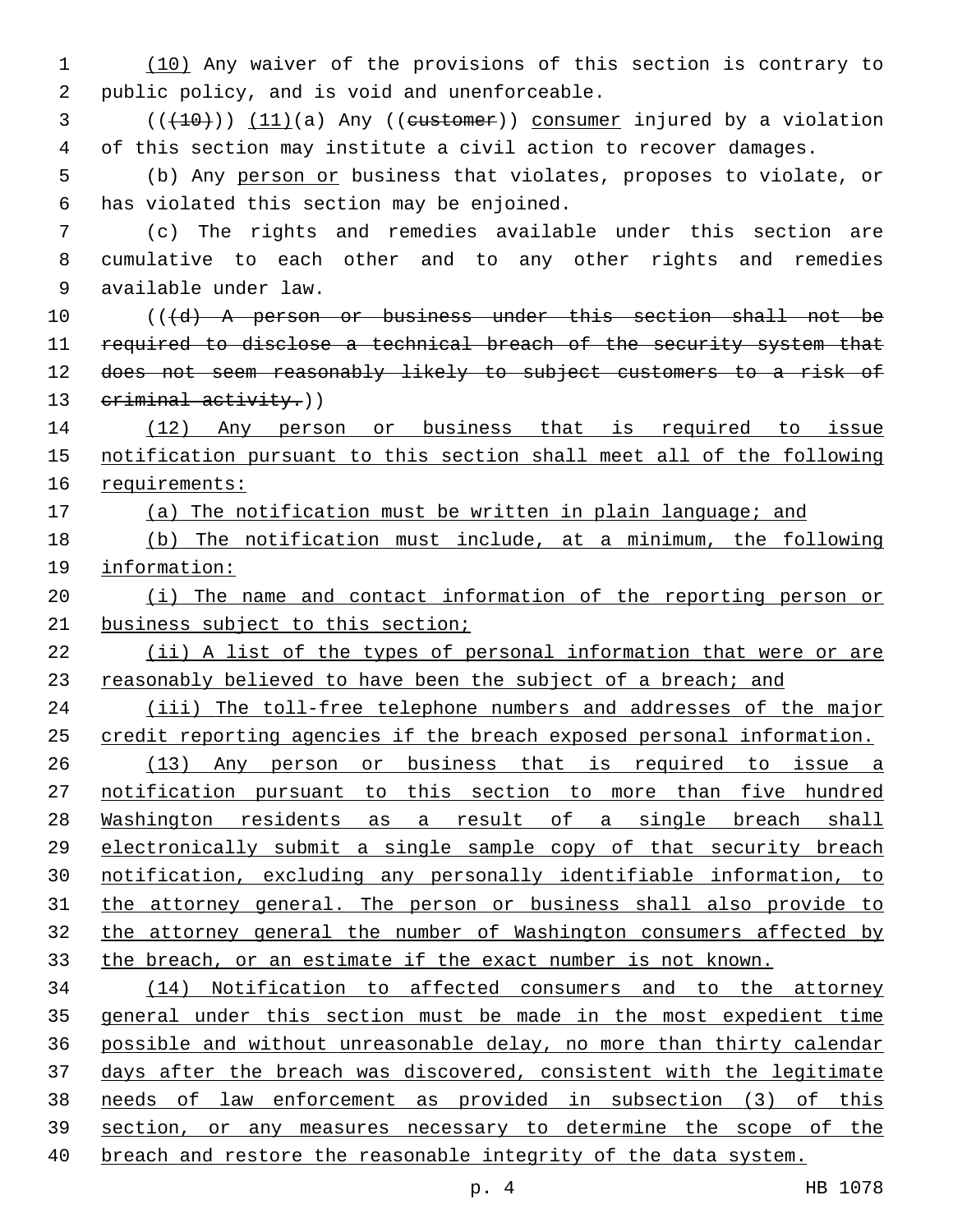(10) Any waiver of the provisions of this section is contrary to public policy, and is void and unenforceable.

(((10))) (11)(a) Any ((customer)) consumer injured by a violation of this section may institute a civil action to recover damages.

(b) Any person or business that violates, proposes to violate, or has violated this section may be enjoined.

(c) The rights and remedies available under this section are cumulative to each other and to any other rights and remedies available under law.

(((d) A person or business under this section shall not be required to disclose a technical breach of the security system that does not seem reasonably likely to subject customers to a risk of criminal activity.))

(12) Any person or business that is required to issue notification pursuant to this section shall meet all of the following requirements:

(a) The notification must be written in plain language; and

(b) The notification must include, at a minimum, the following information:

(i) The name and contact information of the reporting person or business subject to this section;

(ii) A list of the types of personal information that were or are reasonably believed to have been the subject of a breach; and

(iii) The toll-free telephone numbers and addresses of the major credit reporting agencies if the breach exposed personal information.

(13) Any person or business that is required to issue a notification pursuant to this section to more than five hundred Washington residents as a result of a single breach shall electronically submit a single sample copy of that security breach notification, excluding any personally identifiable information, to the attorney general. The person or business shall also provide to the attorney general the number of Washington consumers affected by the breach, or an estimate if the exact number is not known.

(14) Notification to affected consumers and to the attorney general under this section must be made in the most expedient time possible and without unreasonable delay, no more than thirty calendar days after the breach was discovered, consistent with the legitimate needs of law enforcement as provided in subsection (3) of this section, or any measures necessary to determine the scope of the breach and restore the reasonable integrity of the data system.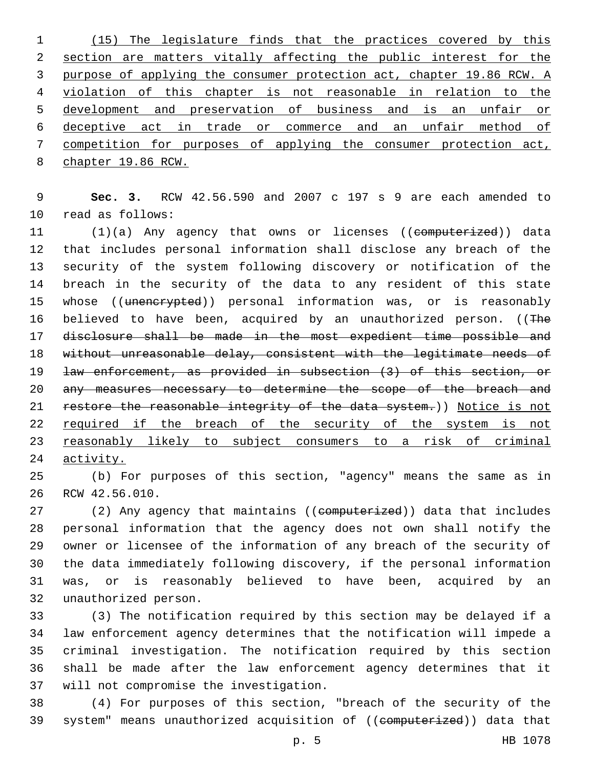(15) The legislature finds that the practices covered by this section are matters vitally affecting the public interest for the purpose of applying the consumer protection act, chapter 19.86 RCW. A violation of this chapter is not reasonable in relation to the development and preservation of business and is an unfair or deceptive act in trade or commerce and an unfair method of competition for purposes of applying the consumer protection act, chapter 19.86 RCW.

**Sec. 3.** RCW 42.56.590 and 2007 c 197 s 9 are each amended to read as follows:

(1)(a) Any agency that owns or licenses ((~~computerized~~)) data that includes personal information shall disclose any breach of the security of the system following discovery or notification of the breach in the security of the data to any resident of this state whose ((~~unencrypted~~)) personal information was, or is reasonably believed to have been, acquired by an unauthorized person. ((~~The disclosure shall be made in the most expedient time possible and without unreasonable delay, consistent with the legitimate needs of law enforcement, as provided in subsection (3) of this section, or any measures necessary to determine the scope of the breach and restore the reasonable integrity of the data system.~~)) Notice is not required if the breach of the security of the system is not reasonably likely to subject consumers to a risk of criminal activity.

(b) For purposes of this section, "agency" means the same as in RCW 42.56.010.

(2) Any agency that maintains ((~~computerized~~)) data that includes personal information that the agency does not own shall notify the owner or licensee of the information of any breach of the security of the data immediately following discovery, if the personal information was, or is reasonably believed to have been, acquired by an unauthorized person.

(3) The notification required by this section may be delayed if a law enforcement agency determines that the notification will impede a criminal investigation. The notification required by this section shall be made after the law enforcement agency determines that it will not compromise the investigation.

(4) For purposes of this section, "breach of the security of the system" means unauthorized acquisition of ((~~computerized~~)) data that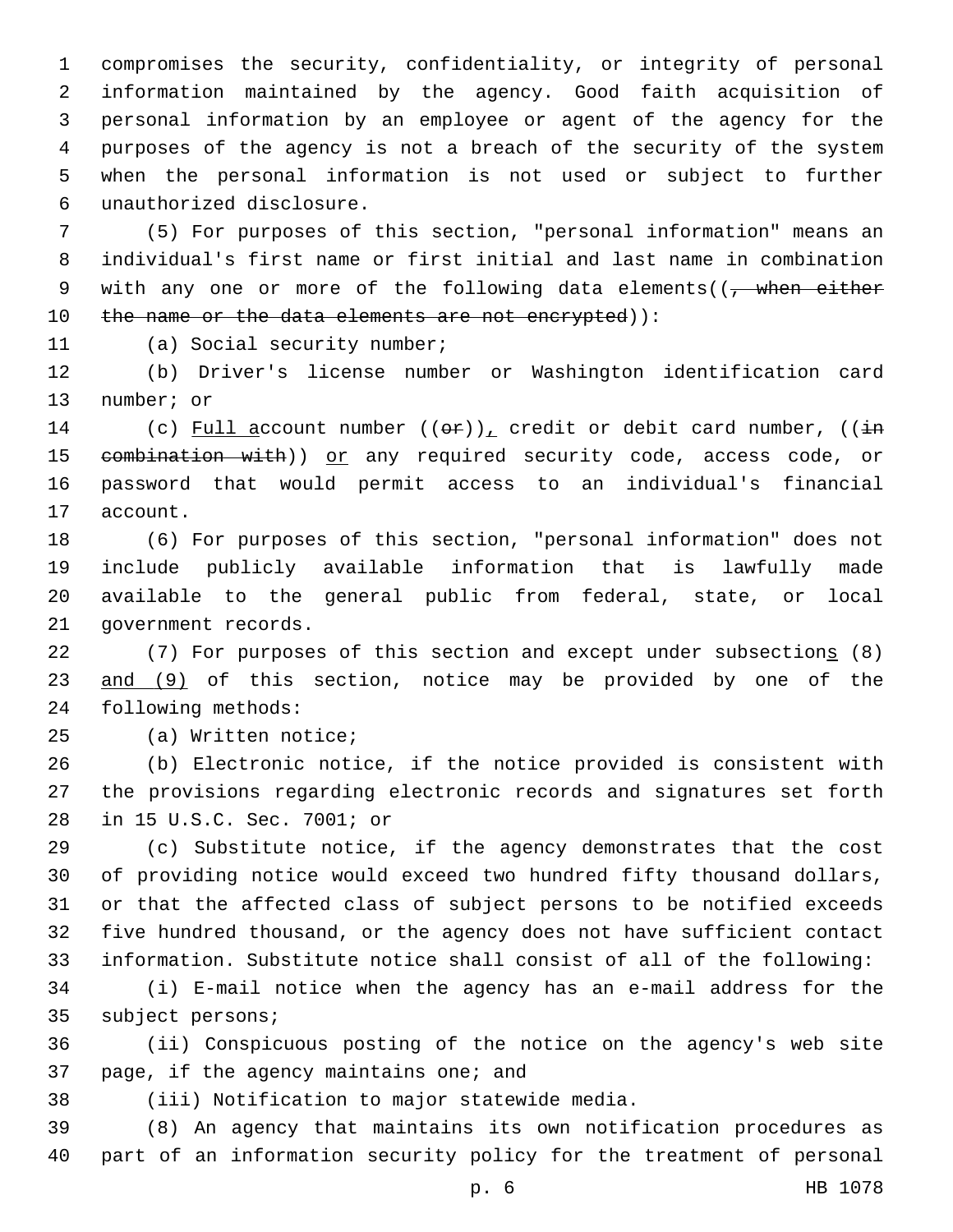compromises the security, confidentiality, or integrity of personal information maintained by the agency. Good faith acquisition of personal information by an employee or agent of the agency for the purposes of the agency is not a breach of the security of the system when the personal information is not used or subject to further unauthorized disclosure.

(5) For purposes of this section, "personal information" means an individual's first name or first initial and last name in combination with any one or more of the following data elements((~~, when either the name or the data elements are not encrypted~~)):

(a) Social security number;

(b) Driver's license number or Washington identification card number; or

(c) Full account number ((~~or~~)), credit or debit card number, ((~~in combination with~~)) or any required security code, access code, or password that would permit access to an individual's financial account.

(6) For purposes of this section, "personal information" does not include publicly available information that is lawfully made available to the general public from federal, state, or local government records.

(7) For purposes of this section and except under subsections (8) and (9) of this section, notice may be provided by one of the following methods:

(a) Written notice;

(b) Electronic notice, if the notice provided is consistent with the provisions regarding electronic records and signatures set forth in 15 U.S.C. Sec. 7001; or

(c) Substitute notice, if the agency demonstrates that the cost of providing notice would exceed two hundred fifty thousand dollars, or that the affected class of subject persons to be notified exceeds five hundred thousand, or the agency does not have sufficient contact information. Substitute notice shall consist of all of the following:

(i) E-mail notice when the agency has an e-mail address for the subject persons;

(ii) Conspicuous posting of the notice on the agency's web site page, if the agency maintains one; and

(iii) Notification to major statewide media.

(8) An agency that maintains its own notification procedures as part of an information security policy for the treatment of personal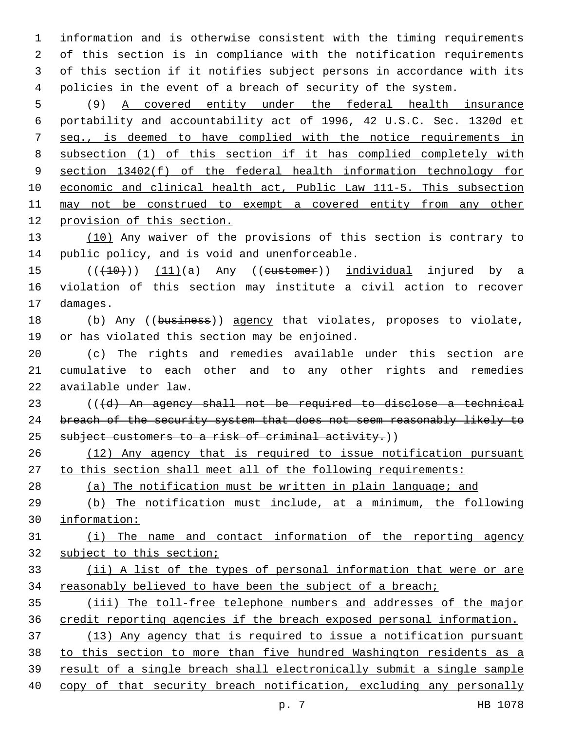information and is otherwise consistent with the timing requirements of this section is in compliance with the notification requirements of this section if it notifies subject persons in accordance with its policies in the event of a breach of security of the system.

(9) A covered entity under the federal health insurance portability and accountability act of 1996, 42 U.S.C. Sec. 1320d et seq., is deemed to have complied with the notice requirements in subsection (1) of this section if it has complied completely with section 13402(f) of the federal health information technology for economic and clinical health act, Public Law 111-5. This subsection may not be construed to exempt a covered entity from any other provision of this section.

(10) Any waiver of the provisions of this section is contrary to public policy, and is void and unenforceable.

((~~(10)~~)) (11)(a) Any ((~~customer~~)) individual injured by a violation of this section may institute a civil action to recover damages.

(b) Any ((~~business~~)) agency that violates, proposes to violate, or has violated this section may be enjoined.

(c) The rights and remedies available under this section are cumulative to each other and to any other rights and remedies available under law.

((~~(d) An agency shall not be required to disclose a technical breach of the security system that does not seem reasonably likely to subject customers to a risk of criminal activity.~~))

(12) Any agency that is required to issue notification pursuant to this section shall meet all of the following requirements:

(a) The notification must be written in plain language; and

(b) The notification must include, at a minimum, the following information:

(i) The name and contact information of the reporting agency subject to this section;

(ii) A list of the types of personal information that were or are reasonably believed to have been the subject of a breach;

(iii) The toll-free telephone numbers and addresses of the major credit reporting agencies if the breach exposed personal information.

(13) Any agency that is required to issue a notification pursuant to this section to more than five hundred Washington residents as a result of a single breach shall electronically submit a single sample copy of that security breach notification, excluding any personally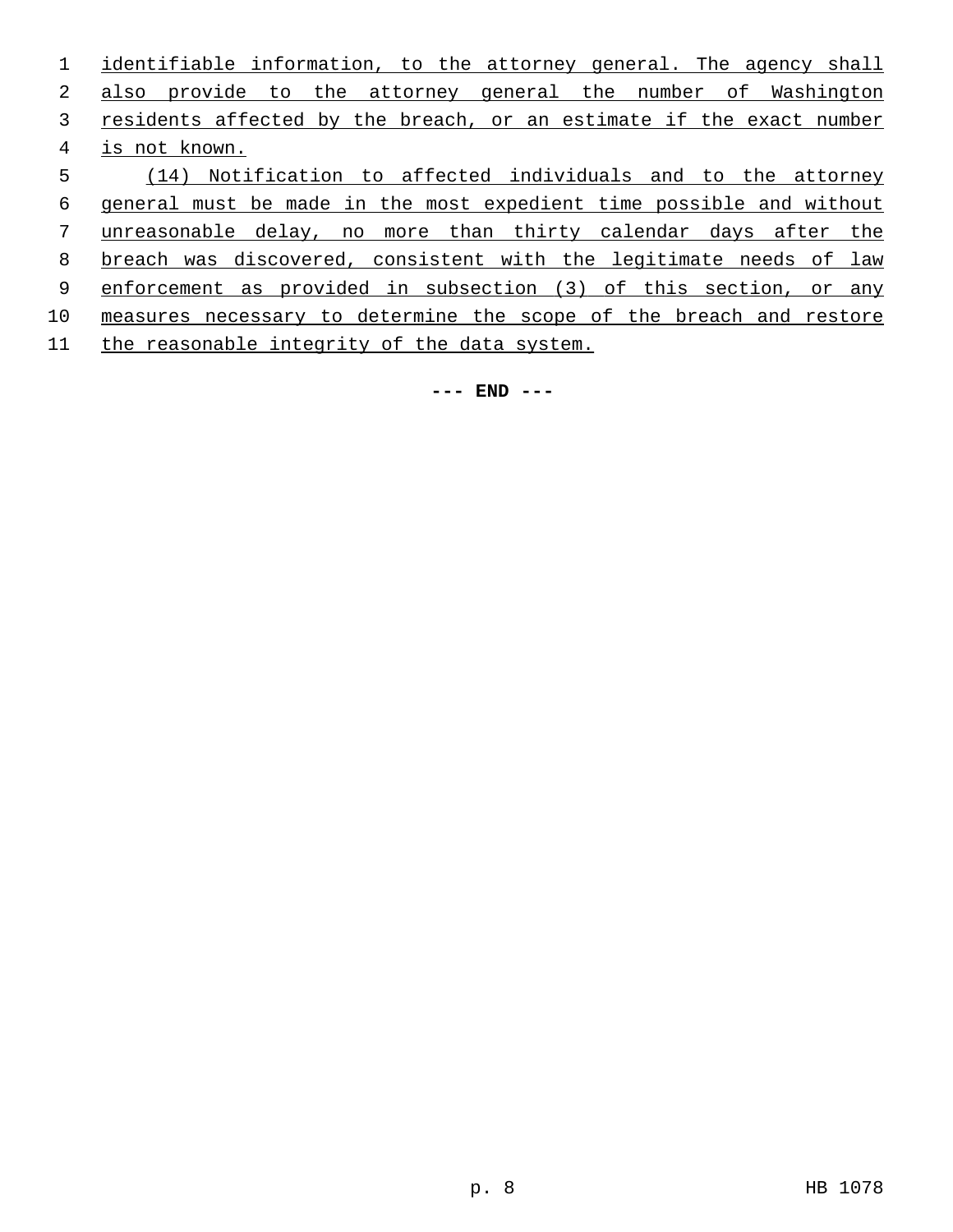identifiable information, to the attorney general. The agency shall also provide to the attorney general the number of Washington residents affected by the breach, or an estimate if the exact number is not known.

(14) Notification to affected individuals and to the attorney general must be made in the most expedient time possible and without unreasonable delay, no more than thirty calendar days after the breach was discovered, consistent with the legitimate needs of law enforcement as provided in subsection (3) of this section, or any measures necessary to determine the scope of the breach and restore the reasonable integrity of the data system.

**--- END ---**